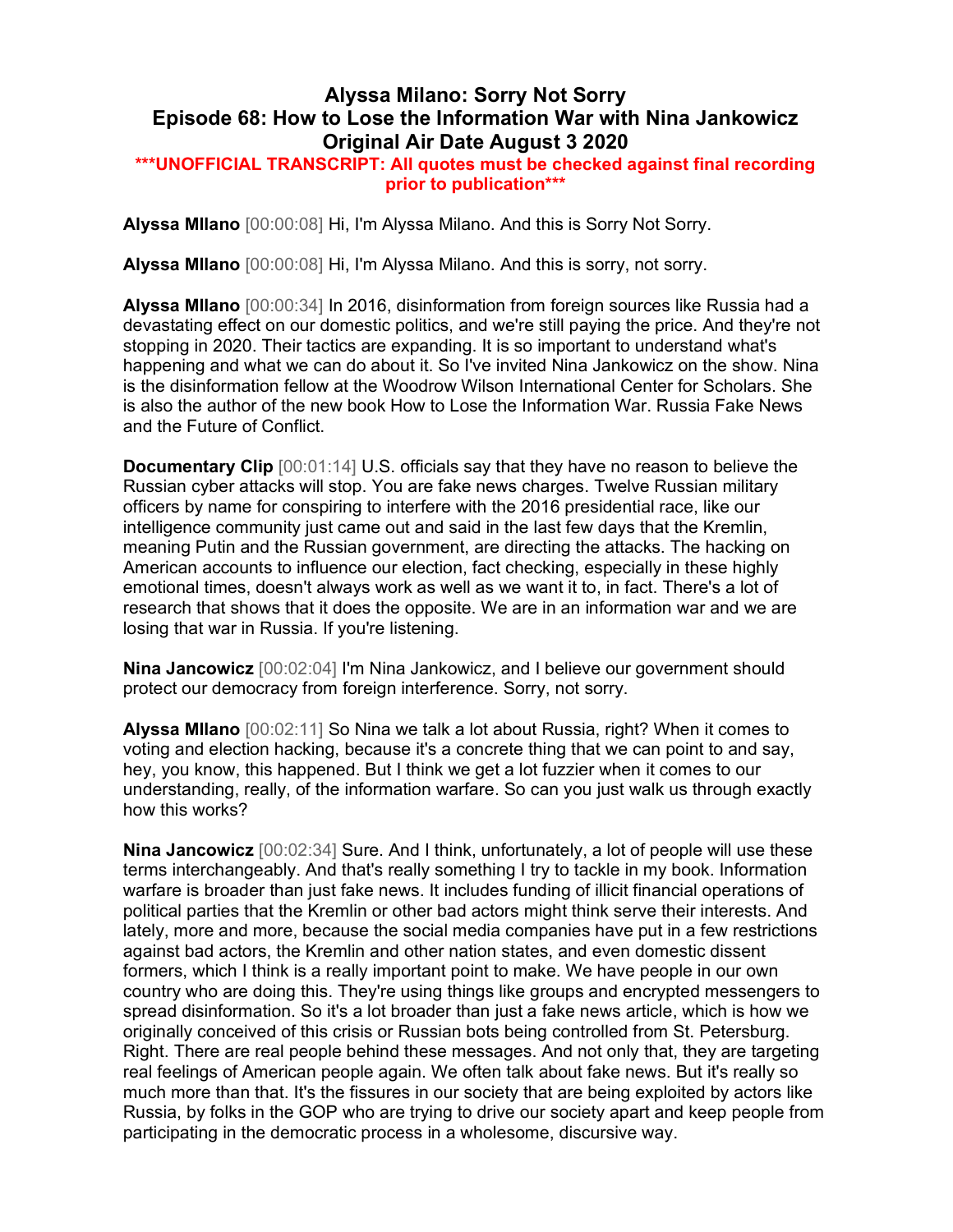# Alyssa Milano: Sorry Not Sorry
## Episode 68: How to Lose the Information War with Nina Jankowicz
## Original Air Date August 3 2020

**\*\*\*UNOFFICIAL TRANSCRIPT: All quotes must be checked against final recording prior to publication\*\*\***

**Alyssa MIlano** [00:00:08] Hi, I'm Alyssa Milano. And this is Sorry Not Sorry.

**Alyssa MIlano** [00:00:08] Hi, I'm Alyssa Milano. And this is sorry, not sorry.

**Alyssa MIlano** [00:00:34] In 2016, disinformation from foreign sources like Russia had a devastating effect on our domestic politics, and we're still paying the price. And they're not stopping in 2020. Their tactics are expanding. It is so important to understand what's happening and what we can do about it. So I've invited Nina Jankowicz on the show. Nina is the disinformation fellow at the Woodrow Wilson International Center for Scholars. She is also the author of the new book How to Lose the Information War. Russia Fake News and the Future of Conflict.

**Documentary Clip** [00:01:14] U.S. officials say that they have no reason to believe the Russian cyber attacks will stop. You are fake news charges. Twelve Russian military officers by name for conspiring to interfere with the 2016 presidential race, like our intelligence community just came out and said in the last few days that the Kremlin, meaning Putin and the Russian government, are directing the attacks. The hacking on American accounts to influence our election, fact checking, especially in these highly emotional times, doesn't always work as well as we want it to, in fact. There's a lot of research that shows that it does the opposite. We are in an information war and we are losing that war in Russia. If you're listening.

**Nina Jancowicz** [00:02:04] I'm Nina Jankowicz, and I believe our government should protect our democracy from foreign interference. Sorry, not sorry.

**Alyssa MIlano** [00:02:11] So Nina we talk a lot about Russia, right? When it comes to voting and election hacking, because it's a concrete thing that we can point to and say, hey, you know, this happened. But I think we get a lot fuzzier when it comes to our understanding, really, of the information warfare. So can you just walk us through exactly how this works?

**Nina Jancowicz** [00:02:34] Sure. And I think, unfortunately, a lot of people will use these terms interchangeably. And that's really something I try to tackle in my book. Information warfare is broader than just fake news. It includes funding of illicit financial operations of political parties that the Kremlin or other bad actors might think serve their interests. And lately, more and more, because the social media companies have put in a few restrictions against bad actors, the Kremlin and other nation states, and even domestic dissent formers, which I think is a really important point to make. We have people in our own country who are doing this. They're using things like groups and encrypted messengers to spread disinformation. So it's a lot broader than just a fake news article, which is how we originally conceived of this crisis or Russian bots being controlled from St. Petersburg. Right. There are real people behind these messages. And not only that, they are targeting real feelings of American people again. We often talk about fake news. But it's really so much more than that. It's the fissures in our society that are being exploited by actors like Russia, by folks in the GOP who are trying to drive our society apart and keep people from participating in the democratic process in a wholesome, discursive way.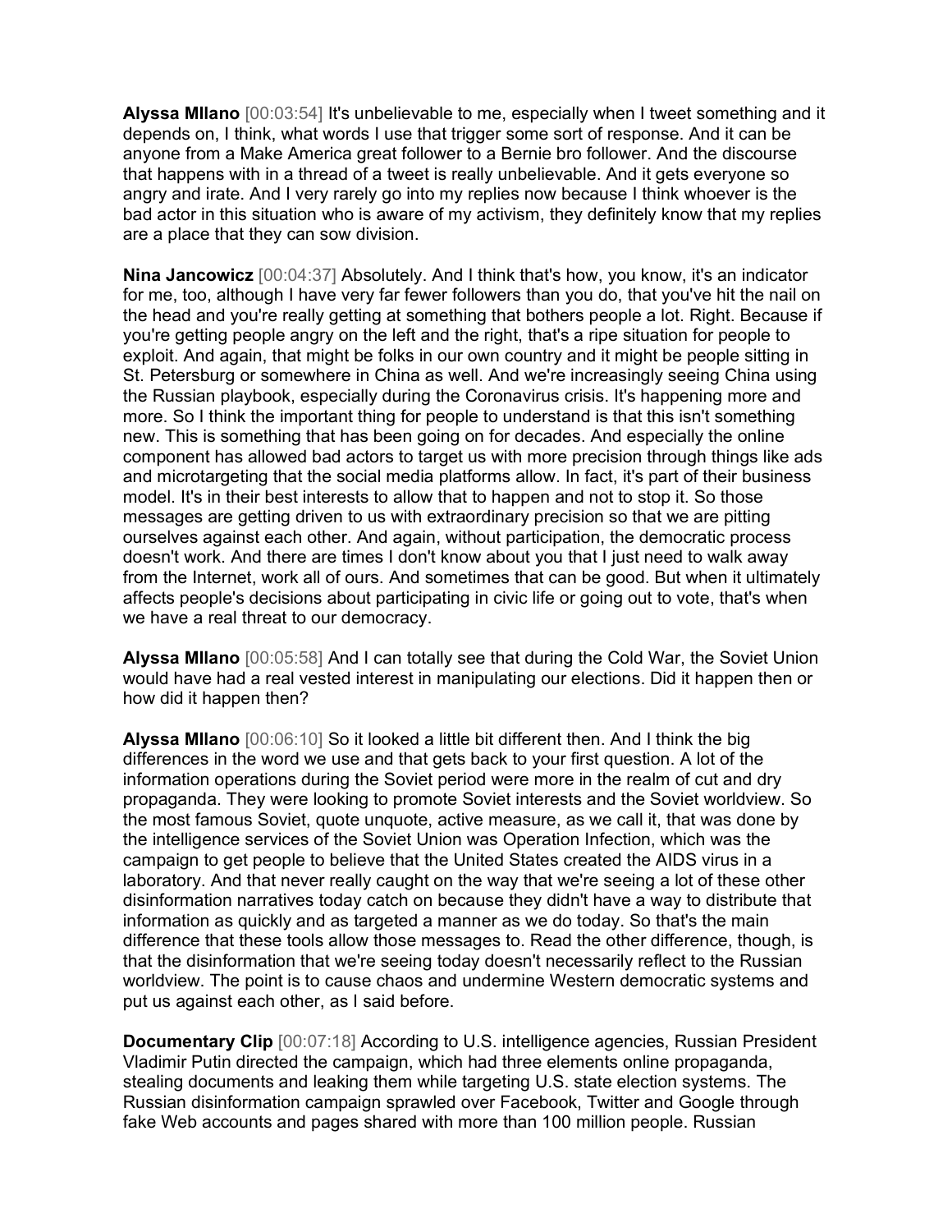**Alyssa MIlano** [00:03:54] It's unbelievable to me, especially when I tweet something and it depends on, I think, what words I use that trigger some sort of response. And it can be anyone from a Make America great follower to a Bernie bro follower. And the discourse that happens with in a thread of a tweet is really unbelievable. And it gets everyone so angry and irate. And I very rarely go into my replies now because I think whoever is the bad actor in this situation who is aware of my activism, they definitely know that my replies are a place that they can sow division.

**Nina Jancowicz** [00:04:37] Absolutely. And I think that's how, you know, it's an indicator for me, too, although I have very far fewer followers than you do, that you've hit the nail on the head and you're really getting at something that bothers people a lot. Right. Because if you're getting people angry on the left and the right, that's a ripe situation for people to exploit. And again, that might be folks in our own country and it might be people sitting in St. Petersburg or somewhere in China as well. And we're increasingly seeing China using the Russian playbook, especially during the Coronavirus crisis. It's happening more and more. So I think the important thing for people to understand is that this isn't something new. This is something that has been going on for decades. And especially the online component has allowed bad actors to target us with more precision through things like ads and microtargeting that the social media platforms allow. In fact, it's part of their business model. It's in their best interests to allow that to happen and not to stop it. So those messages are getting driven to us with extraordinary precision so that we are pitting ourselves against each other. And again, without participation, the democratic process doesn't work. And there are times I don't know about you that I just need to walk away from the Internet, work all of ours. And sometimes that can be good. But when it ultimately affects people's decisions about participating in civic life or going out to vote, that's when we have a real threat to our democracy.

**Alyssa MIlano** [00:05:58] And I can totally see that during the Cold War, the Soviet Union would have had a real vested interest in manipulating our elections. Did it happen then or how did it happen then?

**Alyssa MIlano** [00:06:10] So it looked a little bit different then. And I think the big differences in the word we use and that gets back to your first question. A lot of the information operations during the Soviet period were more in the realm of cut and dry propaganda. They were looking to promote Soviet interests and the Soviet worldview. So the most famous Soviet, quote unquote, active measure, as we call it, that was done by the intelligence services of the Soviet Union was Operation Infection, which was the campaign to get people to believe that the United States created the AIDS virus in a laboratory. And that never really caught on the way that we're seeing a lot of these other disinformation narratives today catch on because they didn't have a way to distribute that information as quickly and as targeted a manner as we do today. So that's the main difference that these tools allow those messages to. Read the other difference, though, is that the disinformation that we're seeing today doesn't necessarily reflect to the Russian worldview. The point is to cause chaos and undermine Western democratic systems and put us against each other, as I said before.

**Documentary Clip** [00:07:18] According to U.S. intelligence agencies, Russian President Vladimir Putin directed the campaign, which had three elements online propaganda, stealing documents and leaking them while targeting U.S. state election systems. The Russian disinformation campaign sprawled over Facebook, Twitter and Google through fake Web accounts and pages shared with more than 100 million people. Russian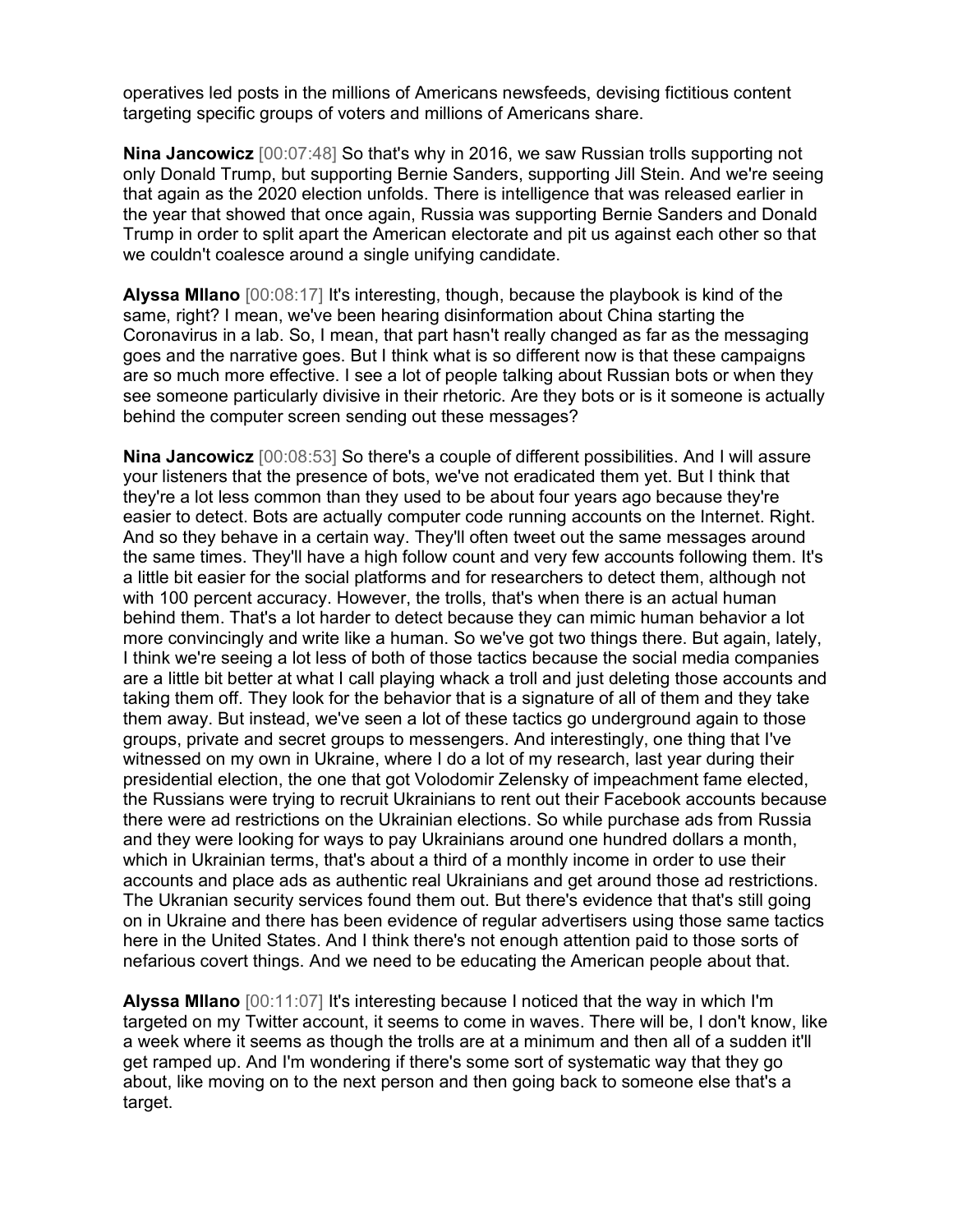operatives led posts in the millions of Americans newsfeeds, devising fictitious content targeting specific groups of voters and millions of Americans share.

**Nina Jancowicz** [00:07:48] So that's why in 2016, we saw Russian trolls supporting not only Donald Trump, but supporting Bernie Sanders, supporting Jill Stein. And we're seeing that again as the 2020 election unfolds. There is intelligence that was released earlier in the year that showed that once again, Russia was supporting Bernie Sanders and Donald Trump in order to split apart the American electorate and pit us against each other so that we couldn't coalesce around a single unifying candidate.

**Alyssa MIlano** [00:08:17] It's interesting, though, because the playbook is kind of the same, right? I mean, we've been hearing disinformation about China starting the Coronavirus in a lab. So, I mean, that part hasn't really changed as far as the messaging goes and the narrative goes. But I think what is so different now is that these campaigns are so much more effective. I see a lot of people talking about Russian bots or when they see someone particularly divisive in their rhetoric. Are they bots or is it someone is actually behind the computer screen sending out these messages?

**Nina Jancowicz** [00:08:53] So there's a couple of different possibilities. And I will assure your listeners that the presence of bots, we've not eradicated them yet. But I think that they're a lot less common than they used to be about four years ago because they're easier to detect. Bots are actually computer code running accounts on the Internet. Right. And so they behave in a certain way. They'll often tweet out the same messages around the same times. They'll have a high follow count and very few accounts following them. It's a little bit easier for the social platforms and for researchers to detect them, although not with 100 percent accuracy. However, the trolls, that's when there is an actual human behind them. That's a lot harder to detect because they can mimic human behavior a lot more convincingly and write like a human. So we've got two things there. But again, lately, I think we're seeing a lot less of both of those tactics because the social media companies are a little bit better at what I call playing whack a troll and just deleting those accounts and taking them off. They look for the behavior that is a signature of all of them and they take them away. But instead, we've seen a lot of these tactics go underground again to those groups, private and secret groups to messengers. And interestingly, one thing that I've witnessed on my own in Ukraine, where I do a lot of my research, last year during their presidential election, the one that got Volodomir Zelensky of impeachment fame elected, the Russians were trying to recruit Ukrainians to rent out their Facebook accounts because there were ad restrictions on the Ukrainian elections. So while purchase ads from Russia and they were looking for ways to pay Ukrainians around one hundred dollars a month, which in Ukrainian terms, that's about a third of a monthly income in order to use their accounts and place ads as authentic real Ukrainians and get around those ad restrictions. The Ukranian security services found them out. But there's evidence that that's still going on in Ukraine and there has been evidence of regular advertisers using those same tactics here in the United States. And I think there's not enough attention paid to those sorts of nefarious covert things. And we need to be educating the American people about that.

**Alyssa MIlano** [00:11:07] It's interesting because I noticed that the way in which I'm targeted on my Twitter account, it seems to come in waves. There will be, I don't know, like a week where it seems as though the trolls are at a minimum and then all of a sudden it'll get ramped up. And I'm wondering if there's some sort of systematic way that they go about, like moving on to the next person and then going back to someone else that's a target.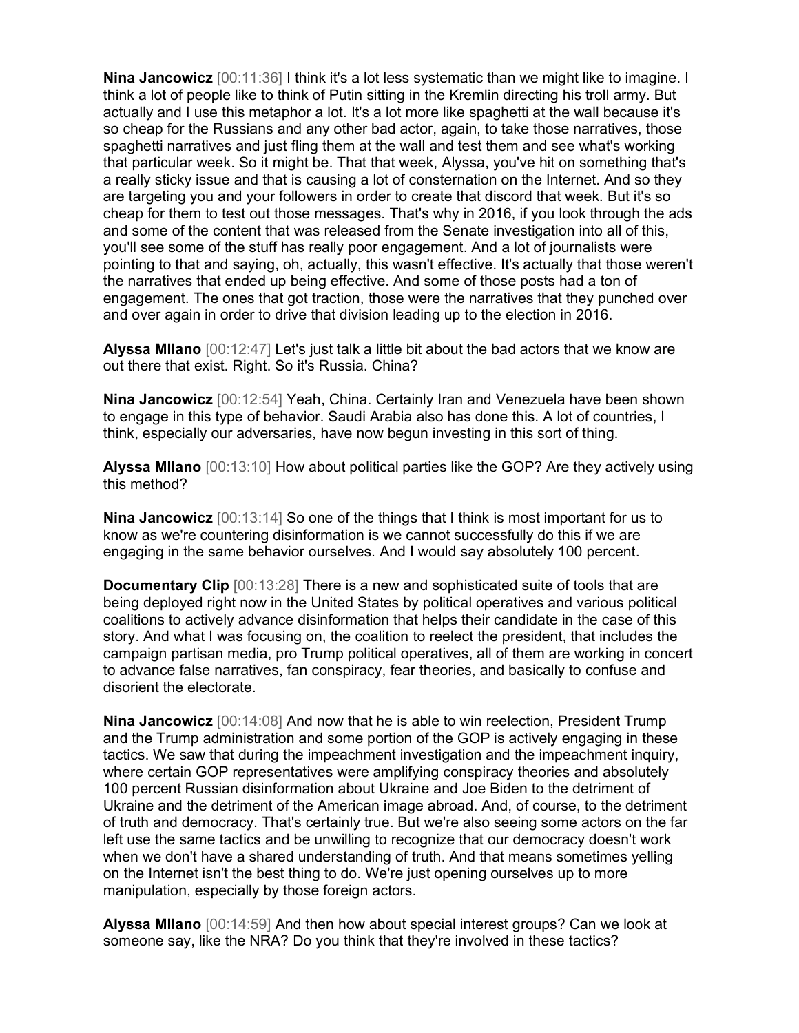**Nina Jancowicz** [00:11:36] I think it's a lot less systematic than we might like to imagine. I think a lot of people like to think of Putin sitting in the Kremlin directing his troll army. But actually and I use this metaphor a lot. It's a lot more like spaghetti at the wall because it's so cheap for the Russians and any other bad actor, again, to take those narratives, those spaghetti narratives and just fling them at the wall and test them and see what's working that particular week. So it might be. That that week, Alyssa, you've hit on something that's a really sticky issue and that is causing a lot of consternation on the Internet. And so they are targeting you and your followers in order to create that discord that week. But it's so cheap for them to test out those messages. That's why in 2016, if you look through the ads and some of the content that was released from the Senate investigation into all of this, you'll see some of the stuff has really poor engagement. And a lot of journalists were pointing to that and saying, oh, actually, this wasn't effective. It's actually that those weren't the narratives that ended up being effective. And some of those posts had a ton of engagement. The ones that got traction, those were the narratives that they punched over and over again in order to drive that division leading up to the election in 2016.

**Alyssa MIlano** [00:12:47] Let's just talk a little bit about the bad actors that we know are out there that exist. Right. So it's Russia. China?

**Nina Jancowicz** [00:12:54] Yeah, China. Certainly Iran and Venezuela have been shown to engage in this type of behavior. Saudi Arabia also has done this. A lot of countries, I think, especially our adversaries, have now begun investing in this sort of thing.

**Alyssa MIlano** [00:13:10] How about political parties like the GOP? Are they actively using this method?

**Nina Jancowicz** [00:13:14] So one of the things that I think is most important for us to know as we're countering disinformation is we cannot successfully do this if we are engaging in the same behavior ourselves. And I would say absolutely 100 percent.

**Documentary Clip** [00:13:28] There is a new and sophisticated suite of tools that are being deployed right now in the United States by political operatives and various political coalitions to actively advance disinformation that helps their candidate in the case of this story. And what I was focusing on, the coalition to reelect the president, that includes the campaign partisan media, pro Trump political operatives, all of them are working in concert to advance false narratives, fan conspiracy, fear theories, and basically to confuse and disorient the electorate.

**Nina Jancowicz** [00:14:08] And now that he is able to win reelection, President Trump and the Trump administration and some portion of the GOP is actively engaging in these tactics. We saw that during the impeachment investigation and the impeachment inquiry, where certain GOP representatives were amplifying conspiracy theories and absolutely 100 percent Russian disinformation about Ukraine and Joe Biden to the detriment of Ukraine and the detriment of the American image abroad. And, of course, to the detriment of truth and democracy. That's certainly true. But we're also seeing some actors on the far left use the same tactics and be unwilling to recognize that our democracy doesn't work when we don't have a shared understanding of truth. And that means sometimes yelling on the Internet isn't the best thing to do. We're just opening ourselves up to more manipulation, especially by those foreign actors.

**Alyssa MIlano** [00:14:59] And then how about special interest groups? Can we look at someone say, like the NRA? Do you think that they're involved in these tactics?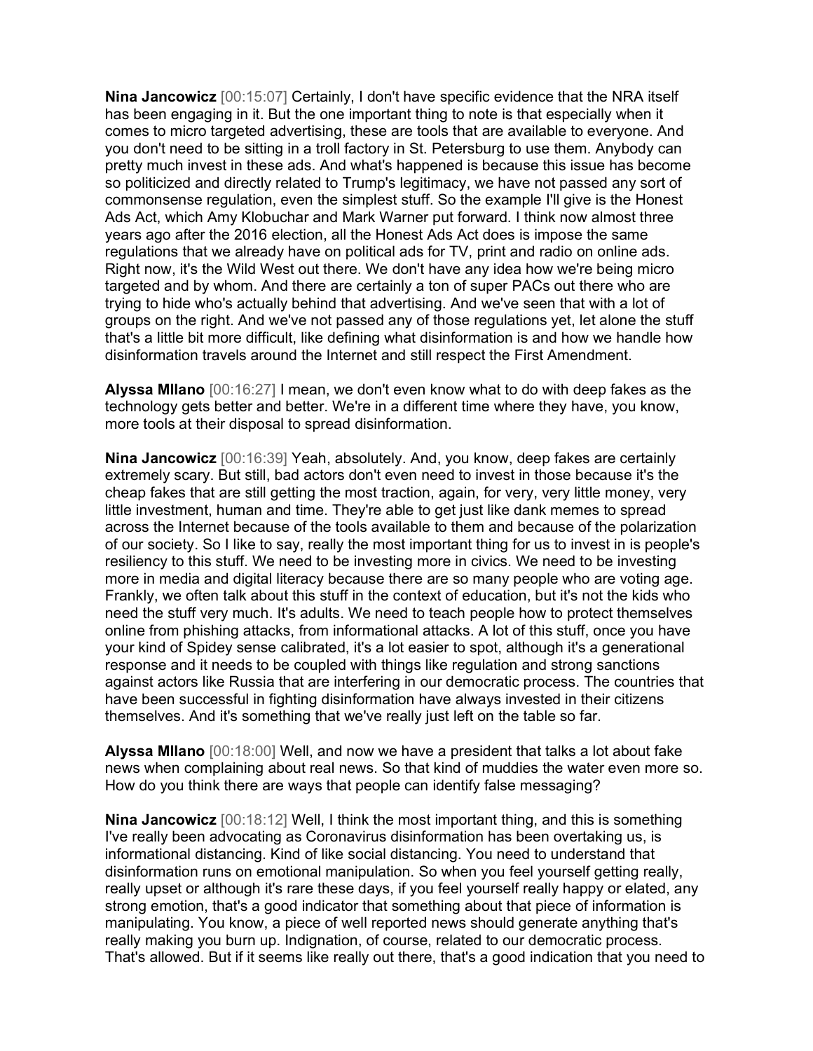**Nina Jancowicz** [00:15:07] Certainly, I don't have specific evidence that the NRA itself has been engaging in it. But the one important thing to note is that especially when it comes to micro targeted advertising, these are tools that are available to everyone. And you don't need to be sitting in a troll factory in St. Petersburg to use them. Anybody can pretty much invest in these ads. And what's happened is because this issue has become so politicized and directly related to Trump's legitimacy, we have not passed any sort of commonsense regulation, even the simplest stuff. So the example I'll give is the Honest Ads Act, which Amy Klobuchar and Mark Warner put forward. I think now almost three years ago after the 2016 election, all the Honest Ads Act does is impose the same regulations that we already have on political ads for TV, print and radio on online ads. Right now, it's the Wild West out there. We don't have any idea how we're being micro targeted and by whom. And there are certainly a ton of super PACs out there who are trying to hide who's actually behind that advertising. And we've seen that with a lot of groups on the right. And we've not passed any of those regulations yet, let alone the stuff that's a little bit more difficult, like defining what disinformation is and how we handle how disinformation travels around the Internet and still respect the First Amendment.

**Alyssa MIlano** [00:16:27] I mean, we don't even know what to do with deep fakes as the technology gets better and better. We're in a different time where they have, you know, more tools at their disposal to spread disinformation.

**Nina Jancowicz** [00:16:39] Yeah, absolutely. And, you know, deep fakes are certainly extremely scary. But still, bad actors don't even need to invest in those because it's the cheap fakes that are still getting the most traction, again, for very, very little money, very little investment, human and time. They're able to get just like dank memes to spread across the Internet because of the tools available to them and because of the polarization of our society. So I like to say, really the most important thing for us to invest in is people's resiliency to this stuff. We need to be investing more in civics. We need to be investing more in media and digital literacy because there are so many people who are voting age. Frankly, we often talk about this stuff in the context of education, but it's not the kids who need the stuff very much. It's adults. We need to teach people how to protect themselves online from phishing attacks, from informational attacks. A lot of this stuff, once you have your kind of Spidey sense calibrated, it's a lot easier to spot, although it's a generational response and it needs to be coupled with things like regulation and strong sanctions against actors like Russia that are interfering in our democratic process. The countries that have been successful in fighting disinformation have always invested in their citizens themselves. And it's something that we've really just left on the table so far.

**Alyssa MIlano** [00:18:00] Well, and now we have a president that talks a lot about fake news when complaining about real news. So that kind of muddies the water even more so. How do you think there are ways that people can identify false messaging?

**Nina Jancowicz** [00:18:12] Well, I think the most important thing, and this is something I've really been advocating as Coronavirus disinformation has been overtaking us, is informational distancing. Kind of like social distancing. You need to understand that disinformation runs on emotional manipulation. So when you feel yourself getting really, really upset or although it's rare these days, if you feel yourself really happy or elated, any strong emotion, that's a good indicator that something about that piece of information is manipulating. You know, a piece of well reported news should generate anything that's really making you burn up. Indignation, of course, related to our democratic process. That's allowed. But if it seems like really out there, that's a good indication that you need to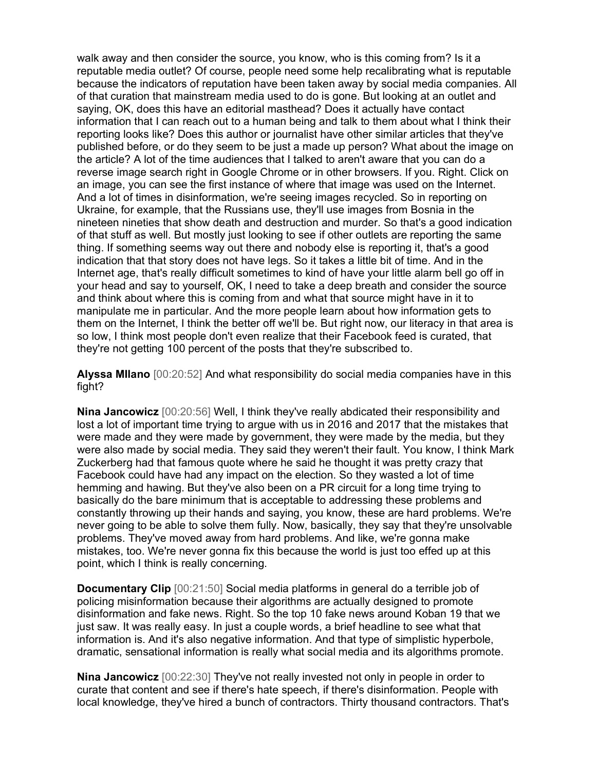walk away and then consider the source, you know, who is this coming from? Is it a reputable media outlet? Of course, people need some help recalibrating what is reputable because the indicators of reputation have been taken away by social media companies. All of that curation that mainstream media used to do is gone. But looking at an outlet and saying, OK, does this have an editorial masthead? Does it actually have contact information that I can reach out to a human being and talk to them about what I think their reporting looks like? Does this author or journalist have other similar articles that they've published before, or do they seem to be just a made up person? What about the image on the article? A lot of the time audiences that I talked to aren't aware that you can do a reverse image search right in Google Chrome or in other browsers. If you. Right. Click on an image, you can see the first instance of where that image was used on the Internet. And a lot of times in disinformation, we're seeing images recycled. So in reporting on Ukraine, for example, that the Russians use, they'll use images from Bosnia in the nineteen nineties that show death and destruction and murder. So that's a good indication of that stuff as well. But mostly just looking to see if other outlets are reporting the same thing. If something seems way out there and nobody else is reporting it, that's a good indication that that story does not have legs. So it takes a little bit of time. And in the Internet age, that's really difficult sometimes to kind of have your little alarm bell go off in your head and say to yourself, OK, I need to take a deep breath and consider the source and think about where this is coming from and what that source might have in it to manipulate me in particular. And the more people learn about how information gets to them on the Internet, I think the better off we'll be. But right now, our literacy in that area is so low, I think most people don't even realize that their Facebook feed is curated, that they're not getting 100 percent of the posts that they're subscribed to.

**Alyssa MIlano** [00:20:52] And what responsibility do social media companies have in this fight?

**Nina Jancowicz** [00:20:56] Well, I think they've really abdicated their responsibility and lost a lot of important time trying to argue with us in 2016 and 2017 that the mistakes that were made and they were made by government, they were made by the media, but they were also made by social media. They said they weren't their fault. You know, I think Mark Zuckerberg had that famous quote where he said he thought it was pretty crazy that Facebook could have had any impact on the election. So they wasted a lot of time hemming and hawing. But they've also been on a PR circuit for a long time trying to basically do the bare minimum that is acceptable to addressing these problems and constantly throwing up their hands and saying, you know, these are hard problems. We're never going to be able to solve them fully. Now, basically, they say that they're unsolvable problems. They've moved away from hard problems. And like, we're gonna make mistakes, too. We're never gonna fix this because the world is just too effed up at this point, which I think is really concerning.

**Documentary Clip** [00:21:50] Social media platforms in general do a terrible job of policing misinformation because their algorithms are actually designed to promote disinformation and fake news. Right. So the top 10 fake news around Koban 19 that we just saw. It was really easy. In just a couple words, a brief headline to see what that information is. And it's also negative information. And that type of simplistic hyperbole, dramatic, sensational information is really what social media and its algorithms promote.

**Nina Jancowicz** [00:22:30] They've not really invested not only in people in order to curate that content and see if there's hate speech, if there's disinformation. People with local knowledge, they've hired a bunch of contractors. Thirty thousand contractors. That's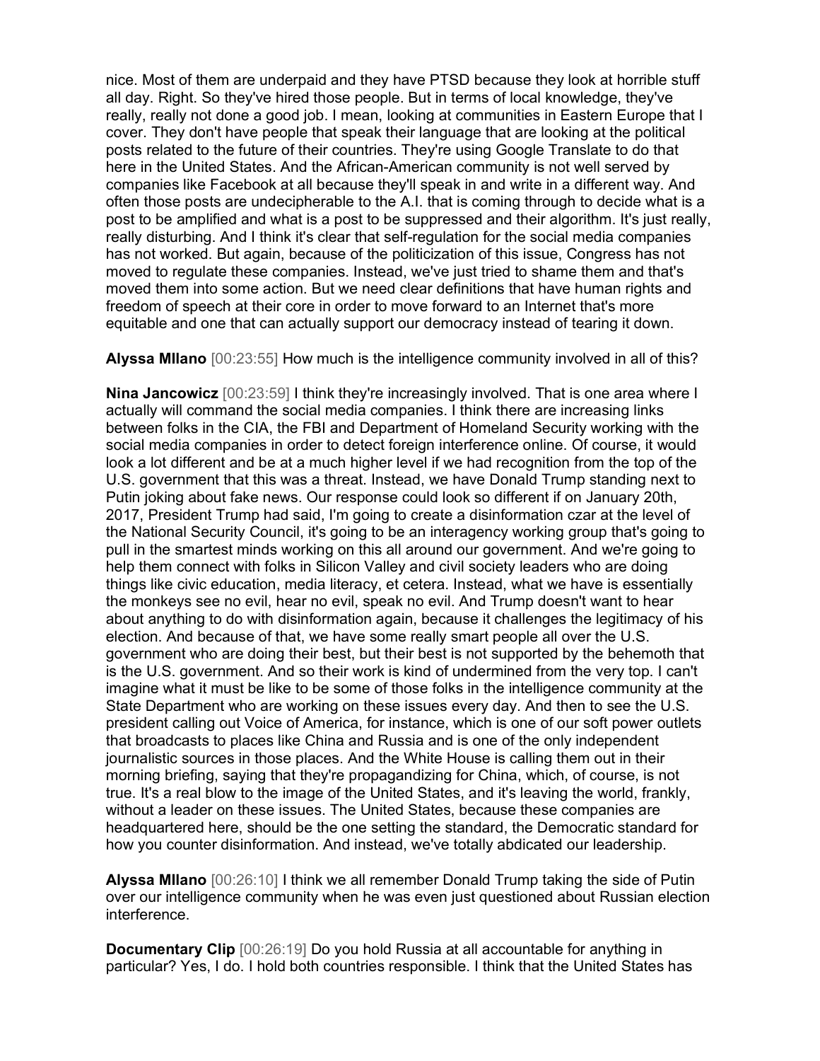nice. Most of them are underpaid and they have PTSD because they look at horrible stuff all day. Right. So they've hired those people. But in terms of local knowledge, they've really, really not done a good job. I mean, looking at communities in Eastern Europe that I cover. They don't have people that speak their language that are looking at the political posts related to the future of their countries. They're using Google Translate to do that here in the United States. And the African-American community is not well served by companies like Facebook at all because they'll speak in and write in a different way. And often those posts are undecipherable to the A.I. that is coming through to decide what is a post to be amplified and what is a post to be suppressed and their algorithm. It's just really, really disturbing. And I think it's clear that self-regulation for the social media companies has not worked. But again, because of the politicization of this issue, Congress has not moved to regulate these companies. Instead, we've just tried to shame them and that's moved them into some action. But we need clear definitions that have human rights and freedom of speech at their core in order to move forward to an Internet that's more equitable and one that can actually support our democracy instead of tearing it down.

**Alyssa MIlano** [00:23:55] How much is the intelligence community involved in all of this?

**Nina Jancowicz** [00:23:59] I think they're increasingly involved. That is one area where I actually will command the social media companies. I think there are increasing links between folks in the CIA, the FBI and Department of Homeland Security working with the social media companies in order to detect foreign interference online. Of course, it would look a lot different and be at a much higher level if we had recognition from the top of the U.S. government that this was a threat. Instead, we have Donald Trump standing next to Putin joking about fake news. Our response could look so different if on January 20th, 2017, President Trump had said, I'm going to create a disinformation czar at the level of the National Security Council, it's going to be an interagency working group that's going to pull in the smartest minds working on this all around our government. And we're going to help them connect with folks in Silicon Valley and civil society leaders who are doing things like civic education, media literacy, et cetera. Instead, what we have is essentially the monkeys see no evil, hear no evil, speak no evil. And Trump doesn't want to hear about anything to do with disinformation again, because it challenges the legitimacy of his election. And because of that, we have some really smart people all over the U.S. government who are doing their best, but their best is not supported by the behemoth that is the U.S. government. And so their work is kind of undermined from the very top. I can't imagine what it must be like to be some of those folks in the intelligence community at the State Department who are working on these issues every day. And then to see the U.S. president calling out Voice of America, for instance, which is one of our soft power outlets that broadcasts to places like China and Russia and is one of the only independent journalistic sources in those places. And the White House is calling them out in their morning briefing, saying that they're propagandizing for China, which, of course, is not true. It's a real blow to the image of the United States, and it's leaving the world, frankly, without a leader on these issues. The United States, because these companies are headquartered here, should be the one setting the standard, the Democratic standard for how you counter disinformation. And instead, we've totally abdicated our leadership.

**Alyssa MIlano** [00:26:10] I think we all remember Donald Trump taking the side of Putin over our intelligence community when he was even just questioned about Russian election interference.

**Documentary Clip** [00:26:19] Do you hold Russia at all accountable for anything in particular? Yes, I do. I hold both countries responsible. I think that the United States has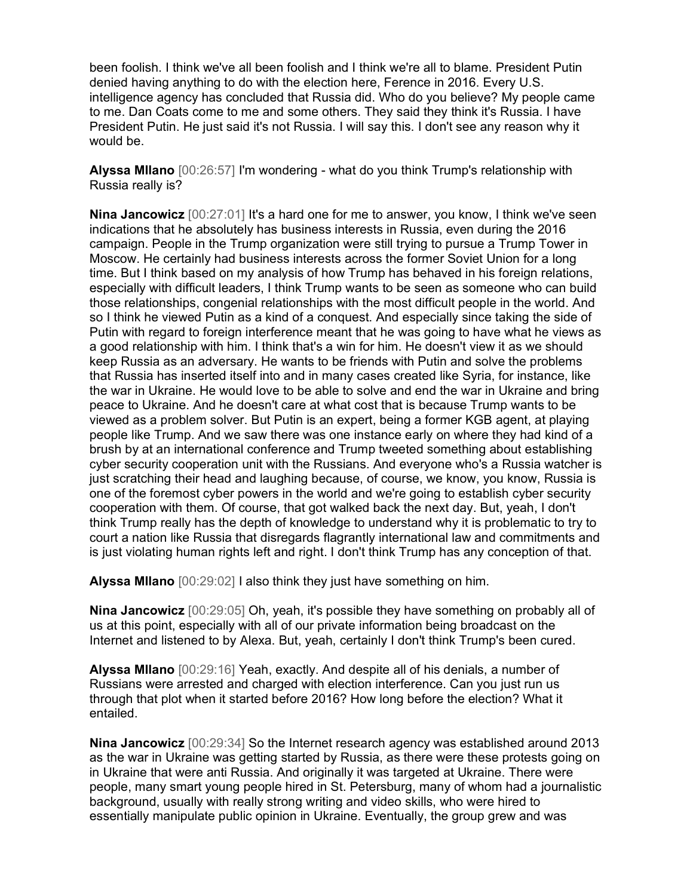been foolish. I think we've all been foolish and I think we're all to blame. President Putin denied having anything to do with the election here, Ference in 2016. Every U.S. intelligence agency has concluded that Russia did. Who do you believe? My people came to me. Dan Coats come to me and some others. They said they think it's Russia. I have President Putin. He just said it's not Russia. I will say this. I don't see any reason why it would be.

**Alyssa MIlano** [00:26:57] I'm wondering - what do you think Trump's relationship with Russia really is?

**Nina Jancowicz** [00:27:01] It's a hard one for me to answer, you know, I think we've seen indications that he absolutely has business interests in Russia, even during the 2016 campaign. People in the Trump organization were still trying to pursue a Trump Tower in Moscow. He certainly had business interests across the former Soviet Union for a long time. But I think based on my analysis of how Trump has behaved in his foreign relations, especially with difficult leaders, I think Trump wants to be seen as someone who can build those relationships, congenial relationships with the most difficult people in the world. And so I think he viewed Putin as a kind of a conquest. And especially since taking the side of Putin with regard to foreign interference meant that he was going to have what he views as a good relationship with him. I think that's a win for him. He doesn't view it as we should keep Russia as an adversary. He wants to be friends with Putin and solve the problems that Russia has inserted itself into and in many cases created like Syria, for instance, like the war in Ukraine. He would love to be able to solve and end the war in Ukraine and bring peace to Ukraine. And he doesn't care at what cost that is because Trump wants to be viewed as a problem solver. But Putin is an expert, being a former KGB agent, at playing people like Trump. And we saw there was one instance early on where they had kind of a brush by at an international conference and Trump tweeted something about establishing cyber security cooperation unit with the Russians. And everyone who's a Russia watcher is just scratching their head and laughing because, of course, we know, you know, Russia is one of the foremost cyber powers in the world and we're going to establish cyber security cooperation with them. Of course, that got walked back the next day. But, yeah, I don't think Trump really has the depth of knowledge to understand why it is problematic to try to court a nation like Russia that disregards flagrantly international law and commitments and is just violating human rights left and right. I don't think Trump has any conception of that.

**Alyssa MIlano** [00:29:02] I also think they just have something on him.

**Nina Jancowicz** [00:29:05] Oh, yeah, it's possible they have something on probably all of us at this point, especially with all of our private information being broadcast on the Internet and listened to by Alexa. But, yeah, certainly I don't think Trump's been cured.

**Alyssa MIlano** [00:29:16] Yeah, exactly. And despite all of his denials, a number of Russians were arrested and charged with election interference. Can you just run us through that plot when it started before 2016? How long before the election? What it entailed.

**Nina Jancowicz** [00:29:34] So the Internet research agency was established around 2013 as the war in Ukraine was getting started by Russia, as there were these protests going on in Ukraine that were anti Russia. And originally it was targeted at Ukraine. There were people, many smart young people hired in St. Petersburg, many of whom had a journalistic background, usually with really strong writing and video skills, who were hired to essentially manipulate public opinion in Ukraine. Eventually, the group grew and was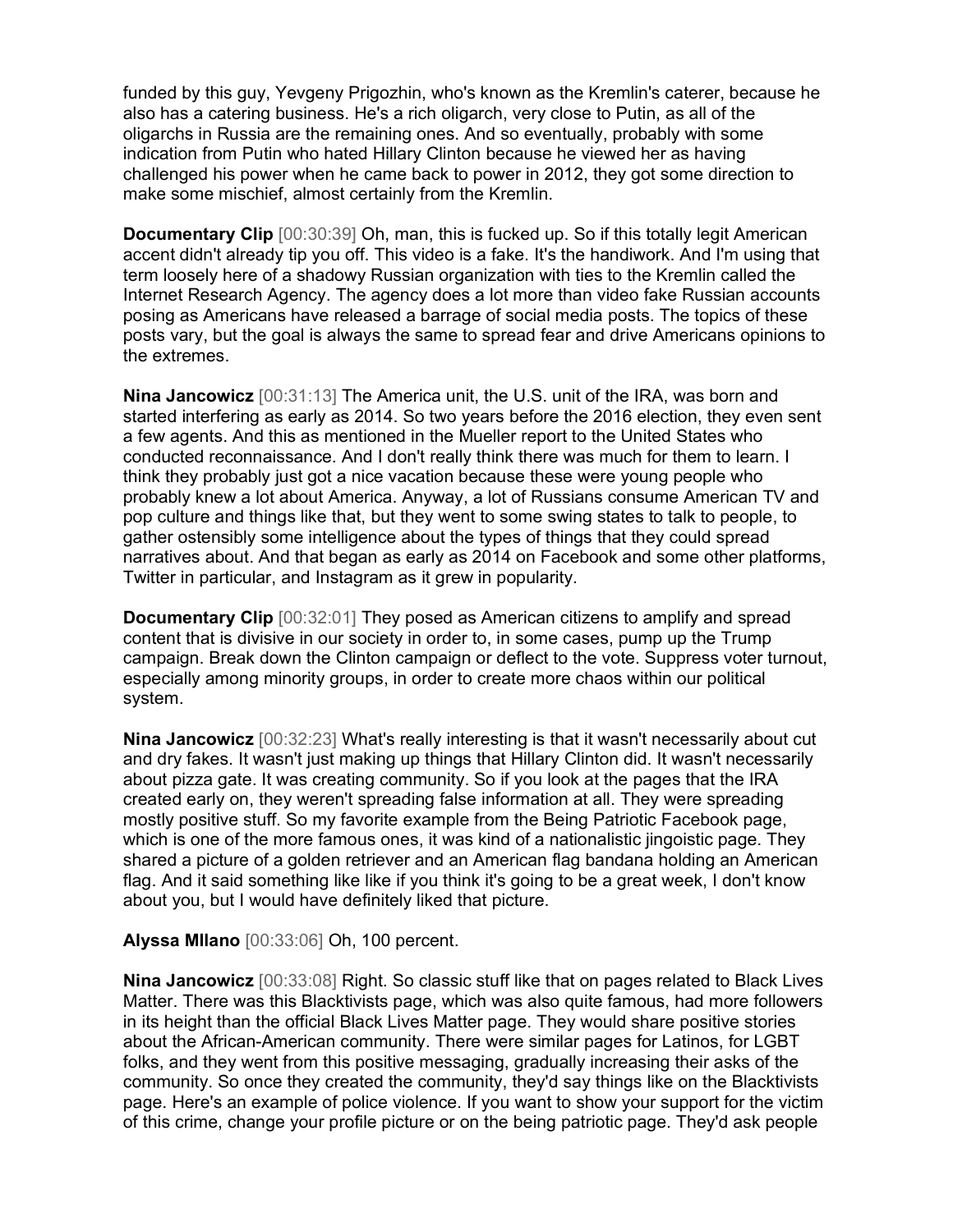funded by this guy, Yevgeny Prigozhin, who's known as the Kremlin's caterer, because he also has a catering business. He's a rich oligarch, very close to Putin, as all of the oligarchs in Russia are the remaining ones. And so eventually, probably with some indication from Putin who hated Hillary Clinton because he viewed her as having challenged his power when he came back to power in 2012, they got some direction to make some mischief, almost certainly from the Kremlin.

**Documentary Clip** [00:30:39] Oh, man, this is fucked up. So if this totally legit American accent didn't already tip you off. This video is a fake. It's the handiwork. And I'm using that term loosely here of a shadowy Russian organization with ties to the Kremlin called the Internet Research Agency. The agency does a lot more than video fake Russian accounts posing as Americans have released a barrage of social media posts. The topics of these posts vary, but the goal is always the same to spread fear and drive Americans opinions to the extremes.

**Nina Jancowicz** [00:31:13] The America unit, the U.S. unit of the IRA, was born and started interfering as early as 2014. So two years before the 2016 election, they even sent a few agents. And this as mentioned in the Mueller report to the United States who conducted reconnaissance. And I don't really think there was much for them to learn. I think they probably just got a nice vacation because these were young people who probably knew a lot about America. Anyway, a lot of Russians consume American TV and pop culture and things like that, but they went to some swing states to talk to people, to gather ostensibly some intelligence about the types of things that they could spread narratives about. And that began as early as 2014 on Facebook and some other platforms, Twitter in particular, and Instagram as it grew in popularity.

**Documentary Clip** [00:32:01] They posed as American citizens to amplify and spread content that is divisive in our society in order to, in some cases, pump up the Trump campaign. Break down the Clinton campaign or deflect to the vote. Suppress voter turnout, especially among minority groups, in order to create more chaos within our political system.

**Nina Jancowicz** [00:32:23] What's really interesting is that it wasn't necessarily about cut and dry fakes. It wasn't just making up things that Hillary Clinton did. It wasn't necessarily about pizza gate. It was creating community. So if you look at the pages that the IRA created early on, they weren't spreading false information at all. They were spreading mostly positive stuff. So my favorite example from the Being Patriotic Facebook page, which is one of the more famous ones, it was kind of a nationalistic jingoistic page. They shared a picture of a golden retriever and an American flag bandana holding an American flag. And it said something like like if you think it's going to be a great week, I don't know about you, but I would have definitely liked that picture.

**Alyssa MIlano** [00:33:06] Oh, 100 percent.

**Nina Jancowicz** [00:33:08] Right. So classic stuff like that on pages related to Black Lives Matter. There was this Blacktivists page, which was also quite famous, had more followers in its height than the official Black Lives Matter page. They would share positive stories about the African-American community. There were similar pages for Latinos, for LGBT folks, and they went from this positive messaging, gradually increasing their asks of the community. So once they created the community, they'd say things like on the Blacktivists page. Here's an example of police violence. If you want to show your support for the victim of this crime, change your profile picture or on the being patriotic page. They'd ask people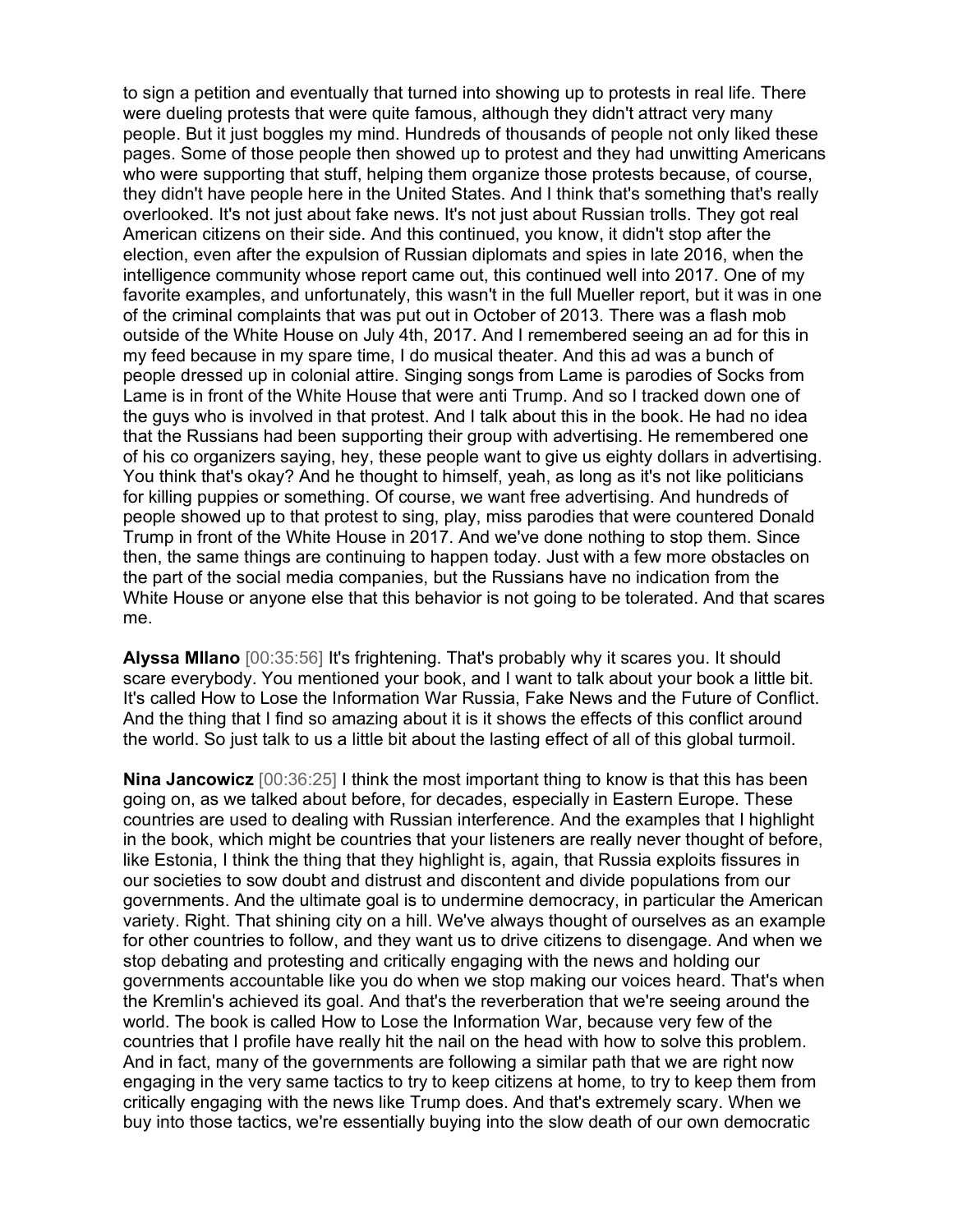to sign a petition and eventually that turned into showing up to protests in real life. There were dueling protests that were quite famous, although they didn't attract very many people. But it just boggles my mind. Hundreds of thousands of people not only liked these pages. Some of those people then showed up to protest and they had unwitting Americans who were supporting that stuff, helping them organize those protests because, of course, they didn't have people here in the United States. And I think that's something that's really overlooked. It's not just about fake news. It's not just about Russian trolls. They got real American citizens on their side. And this continued, you know, it didn't stop after the election, even after the expulsion of Russian diplomats and spies in late 2016, when the intelligence community whose report came out, this continued well into 2017. One of my favorite examples, and unfortunately, this wasn't in the full Mueller report, but it was in one of the criminal complaints that was put out in October of 2013. There was a flash mob outside of the White House on July 4th, 2017. And I remembered seeing an ad for this in my feed because in my spare time, I do musical theater. And this ad was a bunch of people dressed up in colonial attire. Singing songs from Lame is parodies of Socks from Lame is in front of the White House that were anti Trump. And so I tracked down one of the guys who is involved in that protest. And I talk about this in the book. He had no idea that the Russians had been supporting their group with advertising. He remembered one of his co organizers saying, hey, these people want to give us eighty dollars in advertising. You think that's okay? And he thought to himself, yeah, as long as it's not like politicians for killing puppies or something. Of course, we want free advertising. And hundreds of people showed up to that protest to sing, play, miss parodies that were countered Donald Trump in front of the White House in 2017. And we've done nothing to stop them. Since then, the same things are continuing to happen today. Just with a few more obstacles on the part of the social media companies, but the Russians have no indication from the White House or anyone else that this behavior is not going to be tolerated. And that scares me.

**Alyssa MIlano** [00:35:56] It's frightening. That's probably why it scares you. It should scare everybody. You mentioned your book, and I want to talk about your book a little bit. It's called How to Lose the Information War Russia, Fake News and the Future of Conflict. And the thing that I find so amazing about it is it shows the effects of this conflict around the world. So just talk to us a little bit about the lasting effect of all of this global turmoil.

**Nina Jancowicz** [00:36:25] I think the most important thing to know is that this has been going on, as we talked about before, for decades, especially in Eastern Europe. These countries are used to dealing with Russian interference. And the examples that I highlight in the book, which might be countries that your listeners are really never thought of before, like Estonia, I think the thing that they highlight is, again, that Russia exploits fissures in our societies to sow doubt and distrust and discontent and divide populations from our governments. And the ultimate goal is to undermine democracy, in particular the American variety. Right. That shining city on a hill. We've always thought of ourselves as an example for other countries to follow, and they want us to drive citizens to disengage. And when we stop debating and protesting and critically engaging with the news and holding our governments accountable like you do when we stop making our voices heard. That's when the Kremlin's achieved its goal. And that's the reverberation that we're seeing around the world. The book is called How to Lose the Information War, because very few of the countries that I profile have really hit the nail on the head with how to solve this problem. And in fact, many of the governments are following a similar path that we are right now engaging in the very same tactics to try to keep citizens at home, to try to keep them from critically engaging with the news like Trump does. And that's extremely scary. When we buy into those tactics, we're essentially buying into the slow death of our own democratic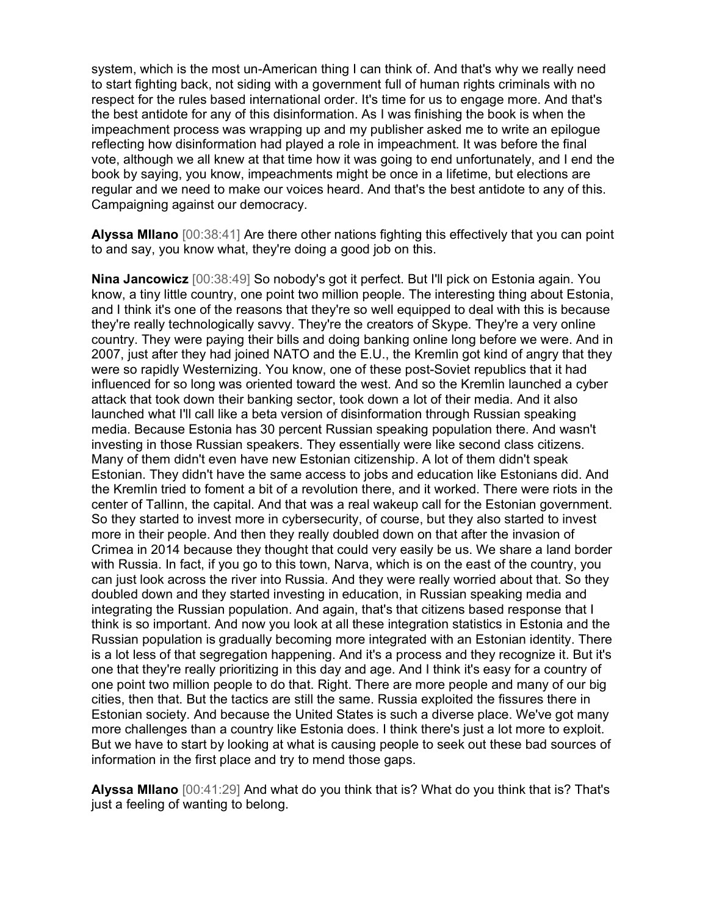system, which is the most un-American thing I can think of. And that's why we really need to start fighting back, not siding with a government full of human rights criminals with no respect for the rules based international order. It's time for us to engage more. And that's the best antidote for any of this disinformation. As I was finishing the book is when the impeachment process was wrapping up and my publisher asked me to write an epilogue reflecting how disinformation had played a role in impeachment. It was before the final vote, although we all knew at that time how it was going to end unfortunately, and I end the book by saying, you know, impeachments might be once in a lifetime, but elections are regular and we need to make our voices heard. And that's the best antidote to any of this. Campaigning against our democracy.

**Alyssa MIlano** [00:38:41] Are there other nations fighting this effectively that you can point to and say, you know what, they're doing a good job on this.

**Nina Jancowicz** [00:38:49] So nobody's got it perfect. But I'll pick on Estonia again. You know, a tiny little country, one point two million people. The interesting thing about Estonia, and I think it's one of the reasons that they're so well equipped to deal with this is because they're really technologically savvy. They're the creators of Skype. They're a very online country. They were paying their bills and doing banking online long before we were. And in 2007, just after they had joined NATO and the E.U., the Kremlin got kind of angry that they were so rapidly Westernizing. You know, one of these post-Soviet republics that it had influenced for so long was oriented toward the west. And so the Kremlin launched a cyber attack that took down their banking sector, took down a lot of their media. And it also launched what I'll call like a beta version of disinformation through Russian speaking media. Because Estonia has 30 percent Russian speaking population there. And wasn't investing in those Russian speakers. They essentially were like second class citizens. Many of them didn't even have new Estonian citizenship. A lot of them didn't speak Estonian. They didn't have the same access to jobs and education like Estonians did. And the Kremlin tried to foment a bit of a revolution there, and it worked. There were riots in the center of Tallinn, the capital. And that was a real wakeup call for the Estonian government. So they started to invest more in cybersecurity, of course, but they also started to invest more in their people. And then they really doubled down on that after the invasion of Crimea in 2014 because they thought that could very easily be us. We share a land border with Russia. In fact, if you go to this town, Narva, which is on the east of the country, you can just look across the river into Russia. And they were really worried about that. So they doubled down and they started investing in education, in Russian speaking media and integrating the Russian population. And again, that's that citizens based response that I think is so important. And now you look at all these integration statistics in Estonia and the Russian population is gradually becoming more integrated with an Estonian identity. There is a lot less of that segregation happening. And it's a process and they recognize it. But it's one that they're really prioritizing in this day and age. And I think it's easy for a country of one point two million people to do that. Right. There are more people and many of our big cities, then that. But the tactics are still the same. Russia exploited the fissures there in Estonian society. And because the United States is such a diverse place. We've got many more challenges than a country like Estonia does. I think there's just a lot more to exploit. But we have to start by looking at what is causing people to seek out these bad sources of information in the first place and try to mend those gaps.

**Alyssa MIlano** [00:41:29] And what do you think that is? What do you think that is? That's just a feeling of wanting to belong.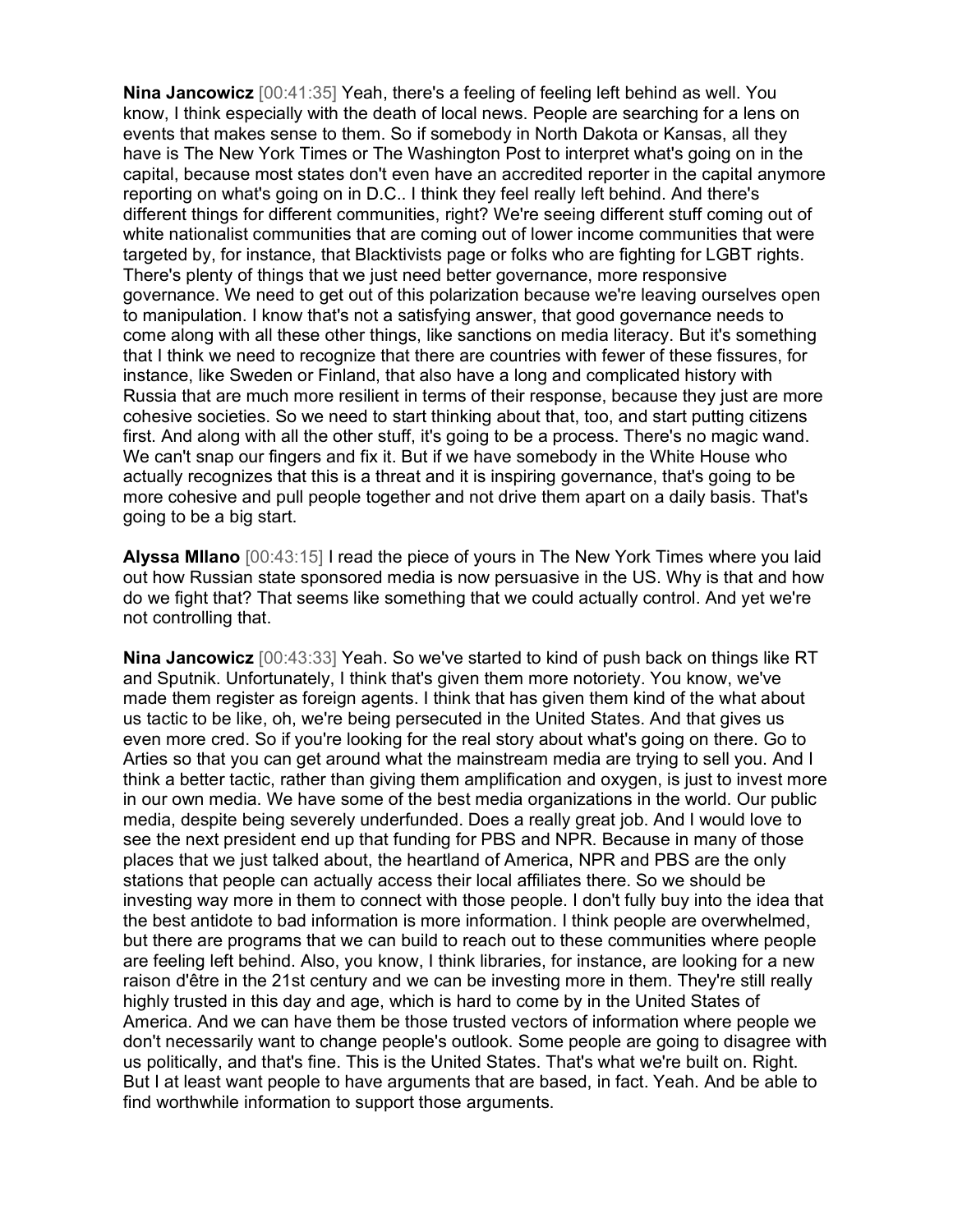**Nina Jancowicz** [00:41:35] Yeah, there's a feeling of feeling left behind as well. You know, I think especially with the death of local news. People are searching for a lens on events that makes sense to them. So if somebody in North Dakota or Kansas, all they have is The New York Times or The Washington Post to interpret what's going on in the capital, because most states don't even have an accredited reporter in the capital anymore reporting on what's going on in D.C.. I think they feel really left behind. And there's different things for different communities, right? We're seeing different stuff coming out of white nationalist communities that are coming out of lower income communities that were targeted by, for instance, that Blacktivists page or folks who are fighting for LGBT rights. There's plenty of things that we just need better governance, more responsive governance. We need to get out of this polarization because we're leaving ourselves open to manipulation. I know that's not a satisfying answer, that good governance needs to come along with all these other things, like sanctions on media literacy. But it's something that I think we need to recognize that there are countries with fewer of these fissures, for instance, like Sweden or Finland, that also have a long and complicated history with Russia that are much more resilient in terms of their response, because they just are more cohesive societies. So we need to start thinking about that, too, and start putting citizens first. And along with all the other stuff, it's going to be a process. There's no magic wand. We can't snap our fingers and fix it. But if we have somebody in the White House who actually recognizes that this is a threat and it is inspiring governance, that's going to be more cohesive and pull people together and not drive them apart on a daily basis. That's going to be a big start.

**Alyssa MIlano** [00:43:15] I read the piece of yours in The New York Times where you laid out how Russian state sponsored media is now persuasive in the US. Why is that and how do we fight that? That seems like something that we could actually control. And yet we're not controlling that.

**Nina Jancowicz** [00:43:33] Yeah. So we've started to kind of push back on things like RT and Sputnik. Unfortunately, I think that's given them more notoriety. You know, we've made them register as foreign agents. I think that has given them kind of the what about us tactic to be like, oh, we're being persecuted in the United States. And that gives us even more cred. So if you're looking for the real story about what's going on there. Go to Arties so that you can get around what the mainstream media are trying to sell you. And I think a better tactic, rather than giving them amplification and oxygen, is just to invest more in our own media. We have some of the best media organizations in the world. Our public media, despite being severely underfunded. Does a really great job. And I would love to see the next president end up that funding for PBS and NPR. Because in many of those places that we just talked about, the heartland of America, NPR and PBS are the only stations that people can actually access their local affiliates there. So we should be investing way more in them to connect with those people. I don't fully buy into the idea that the best antidote to bad information is more information. I think people are overwhelmed, but there are programs that we can build to reach out to these communities where people are feeling left behind. Also, you know, I think libraries, for instance, are looking for a new raison d'être in the 21st century and we can be investing more in them. They're still really highly trusted in this day and age, which is hard to come by in the United States of America. And we can have them be those trusted vectors of information where people we don't necessarily want to change people's outlook. Some people are going to disagree with us politically, and that's fine. This is the United States. That's what we're built on. Right. But I at least want people to have arguments that are based, in fact. Yeah. And be able to find worthwhile information to support those arguments.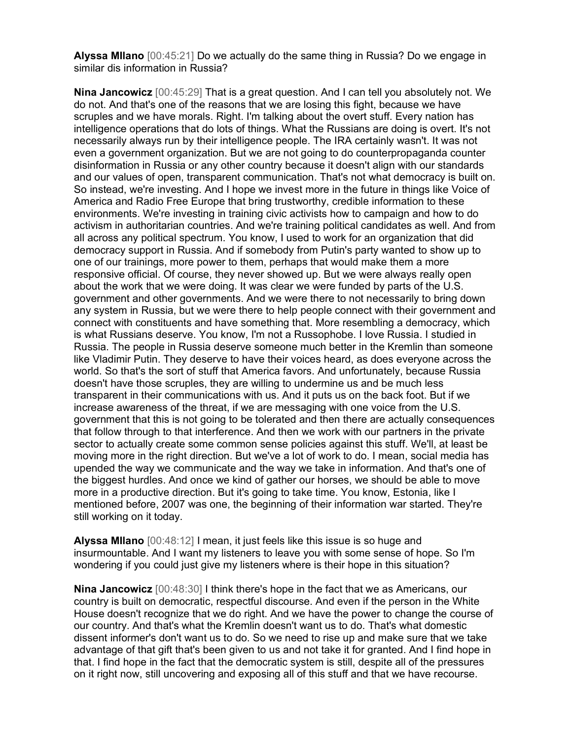**Alyssa MIlano** [00:45:21] Do we actually do the same thing in Russia? Do we engage in similar dis information in Russia?

**Nina Jancowicz** [00:45:29] That is a great question. And I can tell you absolutely not. We do not. And that's one of the reasons that we are losing this fight, because we have scruples and we have morals. Right. I'm talking about the overt stuff. Every nation has intelligence operations that do lots of things. What the Russians are doing is overt. It's not necessarily always run by their intelligence people. The IRA certainly wasn't. It was not even a government organization. But we are not going to do counterpropaganda counter disinformation in Russia or any other country because it doesn't align with our standards and our values of open, transparent communication. That's not what democracy is built on. So instead, we're investing. And I hope we invest more in the future in things like Voice of America and Radio Free Europe that bring trustworthy, credible information to these environments. We're investing in training civic activists how to campaign and how to do activism in authoritarian countries. And we're training political candidates as well. And from all across any political spectrum. You know, I used to work for an organization that did democracy support in Russia. And if somebody from Putin's party wanted to show up to one of our trainings, more power to them, perhaps that would make them a more responsive official. Of course, they never showed up. But we were always really open about the work that we were doing. It was clear we were funded by parts of the U.S. government and other governments. And we were there to not necessarily to bring down any system in Russia, but we were there to help people connect with their government and connect with constituents and have something that. More resembling a democracy, which is what Russians deserve. You know, I'm not a Russophobe. I love Russia. I studied in Russia. The people in Russia deserve someone much better in the Kremlin than someone like Vladimir Putin. They deserve to have their voices heard, as does everyone across the world. So that's the sort of stuff that America favors. And unfortunately, because Russia doesn't have those scruples, they are willing to undermine us and be much less transparent in their communications with us. And it puts us on the back foot. But if we increase awareness of the threat, if we are messaging with one voice from the U.S. government that this is not going to be tolerated and then there are actually consequences that follow through to that interference. And then we work with our partners in the private sector to actually create some common sense policies against this stuff. We'll, at least be moving more in the right direction. But we've a lot of work to do. I mean, social media has upended the way we communicate and the way we take in information. And that's one of the biggest hurdles. And once we kind of gather our horses, we should be able to move more in a productive direction. But it's going to take time. You know, Estonia, like I mentioned before, 2007 was one, the beginning of their information war started. They're still working on it today.

**Alyssa MIlano** [00:48:12] I mean, it just feels like this issue is so huge and insurmountable. And I want my listeners to leave you with some sense of hope. So I'm wondering if you could just give my listeners where is their hope in this situation?

**Nina Jancowicz** [00:48:30] I think there's hope in the fact that we as Americans, our country is built on democratic, respectful discourse. And even if the person in the White House doesn't recognize that we do right. And we have the power to change the course of our country. And that's what the Kremlin doesn't want us to do. That's what domestic dissent informer's don't want us to do. So we need to rise up and make sure that we take advantage of that gift that's been given to us and not take it for granted. And I find hope in that. I find hope in the fact that the democratic system is still, despite all of the pressures on it right now, still uncovering and exposing all of this stuff and that we have recourse.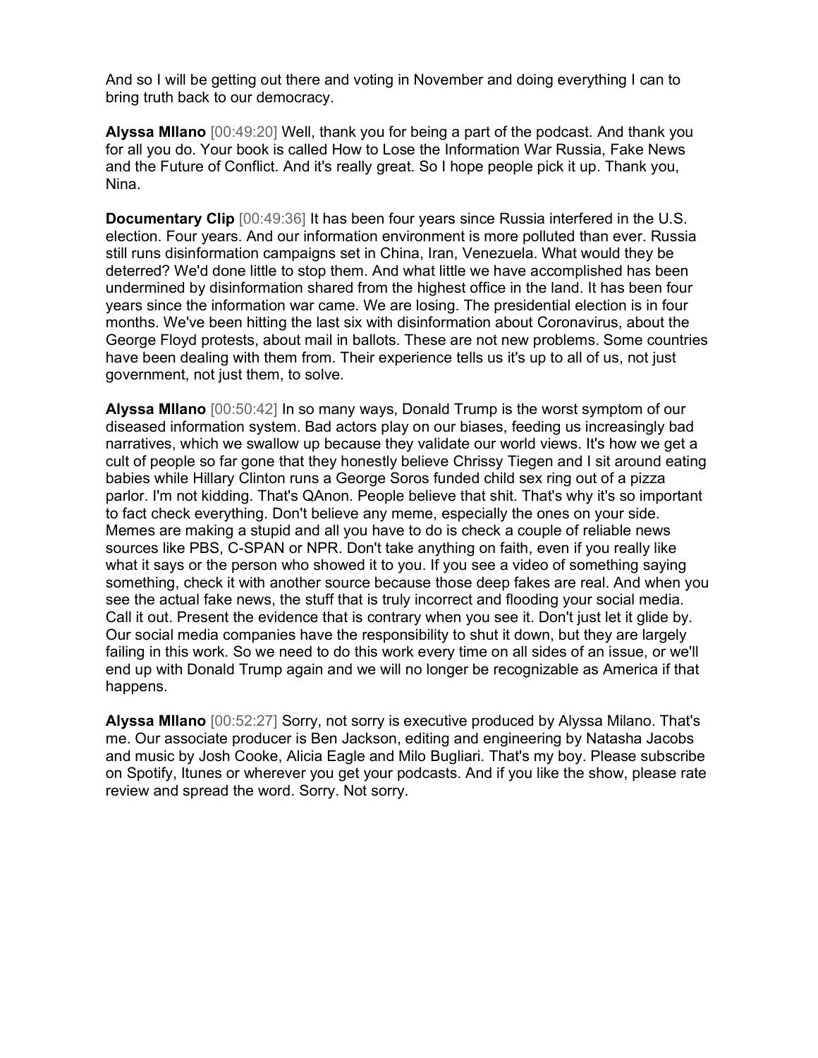And so I will be getting out there and voting in November and doing everything I can to bring truth back to our democracy.

**Alyssa MIlano** [00:49:20] Well, thank you for being a part of the podcast. And thank you for all you do. Your book is called How to Lose the Information War Russia, Fake News and the Future of Conflict. And it's really great. So I hope people pick it up. Thank you, Nina.

**Documentary Clip** [00:49:36] It has been four years since Russia interfered in the U.S. election. Four years. And our information environment is more polluted than ever. Russia still runs disinformation campaigns set in China, Iran, Venezuela. What would they be deterred? We'd done little to stop them. And what little we have accomplished has been undermined by disinformation shared from the highest office in the land. It has been four years since the information war came. We are losing. The presidential election is in four months. We've been hitting the last six with disinformation about Coronavirus, about the George Floyd protests, about mail in ballots. These are not new problems. Some countries have been dealing with them from. Their experience tells us it's up to all of us, not just government, not just them, to solve.

**Alyssa MIlano** [00:50:42] In so many ways, Donald Trump is the worst symptom of our diseased information system. Bad actors play on our biases, feeding us increasingly bad narratives, which we swallow up because they validate our world views. It's how we get a cult of people so far gone that they honestly believe Chrissy Tiegen and I sit around eating babies while Hillary Clinton runs a George Soros funded child sex ring out of a pizza parlor. I'm not kidding. That's QAnon. People believe that shit. That's why it's so important to fact check everything. Don't believe any meme, especially the ones on your side. Memes are making a stupid and all you have to do is check a couple of reliable news sources like PBS, C-SPAN or NPR. Don't take anything on faith, even if you really like what it says or the person who showed it to you. If you see a video of something saying something, check it with another source because those deep fakes are real. And when you see the actual fake news, the stuff that is truly incorrect and flooding your social media. Call it out. Present the evidence that is contrary when you see it. Don't just let it glide by. Our social media companies have the responsibility to shut it down, but they are largely failing in this work. So we need to do this work every time on all sides of an issue, or we'll end up with Donald Trump again and we will no longer be recognizable as America if that happens.

**Alyssa MIlano** [00:52:27] Sorry, not sorry is executive produced by Alyssa Milano. That's me. Our associate producer is Ben Jackson, editing and engineering by Natasha Jacobs and music by Josh Cooke, Alicia Eagle and Milo Bugliari. That's my boy. Please subscribe on Spotify, Itunes or wherever you get your podcasts. And if you like the show, please rate review and spread the word. Sorry. Not sorry.